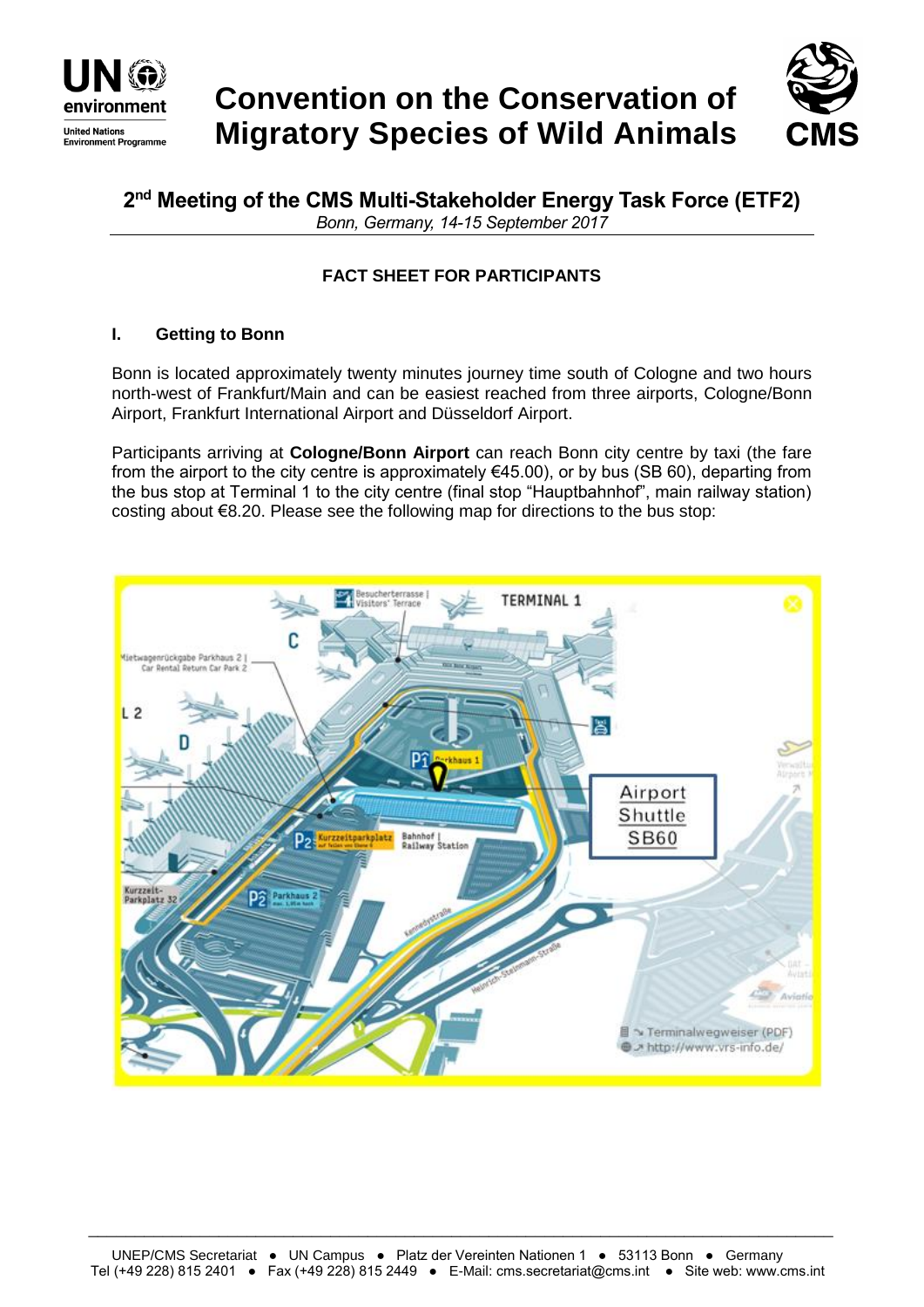# Convention on the Conservation of Migratory Species of Wild Animals

## 2nd Meeting of the CMS Multi-Stakeholder Energy Task Force (ETF2)

*Bonn, Germany, 14-15 September 2017*

**FACT SHEET FOR PARTICIPANTS**

### I. Getting to Bonn

Bonn is located approximately twenty minutes journey time south of Cologne and two hours north-west of Frankfurt/Main and can be easiest reached from three airports, Cologne/Bonn Airport, Frankfurt International Airport and Düsseldorf Airport.

Participants arriving at **Cologne/Bonn Airport** can reach Bonn city centre by taxi (the fare from the airport to the city centre is approximately €45.00), or by bus (SB 60), departing from the bus stop at Terminal 1 to the city centre (final stop "Hauptbahnhof", main railway station) costing about €8.20. Please see the following map for directions to the bus stop: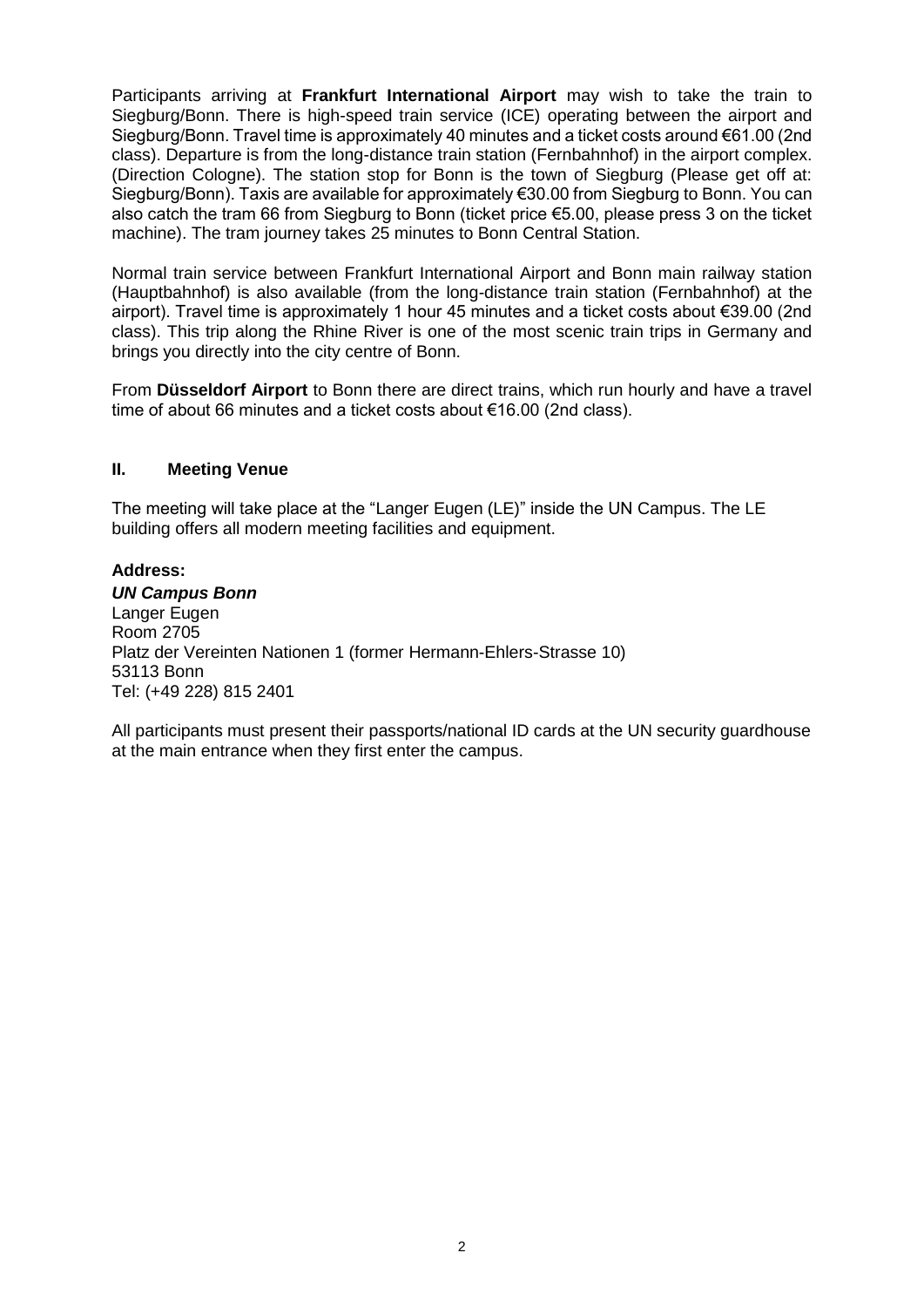Participants arriving at **Frankfurt International Airport** may wish to take the train to Siegburg/Bonn. There is high-speed train service (ICE) operating between the airport and Siegburg/Bonn. Travel time is approximately 40 minutes and a ticket costs around €61.00 (2nd class). Departure is from the long-distance train station (Fernbahnhof) in the airport complex. (Direction Cologne). The station stop for Bonn is the town of Siegburg (Please get off at: Siegburg/Bonn). Taxis are available for approximately €30.00 from Siegburg to Bonn. You can also catch the tram 66 from Siegburg to Bonn (ticket price €5.00, please press 3 on the ticket machine). The tram journey takes 25 minutes to Bonn Central Station.

Normal train service between Frankfurt International Airport and Bonn main railway station (Hauptbahnhof) is also available (from the long-distance train station (Fernbahnhof) at the airport). Travel time is approximately 1 hour 45 minutes and a ticket costs about €39.00 (2nd class). This trip along the Rhine River is one of the most scenic train trips in Germany and brings you directly into the city centre of Bonn.

From **Düsseldorf Airport** to Bonn there are direct trains, which run hourly and have a travel time of about 66 minutes and a ticket costs about €16.00 (2nd class).

## II. Meeting Venue

The meeting will take place at the "Langer Eugen (LE)" inside the UN Campus. The LE building offers all modern meeting facilities and equipment.

**Address:**

***UN Campus Bonn***
Langer Eugen
Room 2705
Platz der Vereinten Nationen 1 (former Hermann-Ehlers-Strasse 10)
53113 Bonn
Tel: (+49 228) 815 2401

All participants must present their passports/national ID cards at the UN security guardhouse at the main entrance when they first enter the campus.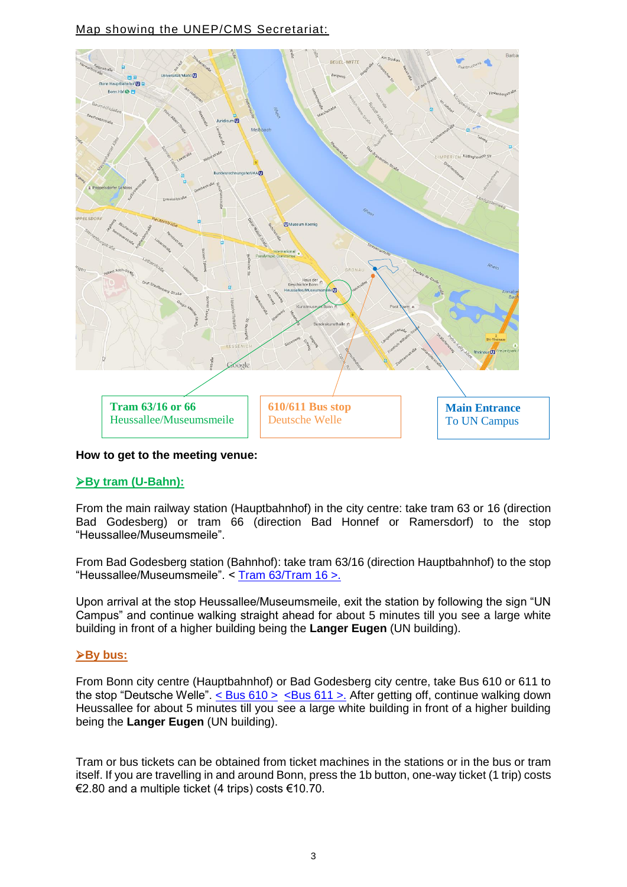Map showing the UNEP/CMS Secretariat:

**Tram 63/16 or 66**
Heussallee/Museumsmeile

**610/611 Bus stop**
Deutsche Welle

**Main Entrance**
To UN Campus

**How to get to the meeting venue:**

**➢By tram (U-Bahn):**

From the main railway station (Hauptbahnhof) in the city centre: take tram 63 or 16 (direction Bad Godesberg) or tram 66 (direction Bad Honnef or Ramersdorf) to the stop "Heussallee/Museumsmeile".

From Bad Godesberg station (Bahnhof): take tram 63/16 (direction Hauptbahnhof) to the stop "Heussallee/Museumsmeile". < Tram 63/Tram 16 >.

Upon arrival at the stop Heussallee/Museumsmeile, exit the station by following the sign "UN Campus" and continue walking straight ahead for about 5 minutes till you see a large white building in front of a higher building being the **Langer Eugen** (UN building).

**➢By bus:**

From Bonn city centre (Hauptbahnhof) or Bad Godesberg city centre, take Bus 610 or 611 to the stop "Deutsche Welle". < Bus 610 > <Bus 611 >. After getting off, continue walking down Heussallee for about 5 minutes till you see a large white building in front of a higher building being the **Langer Eugen** (UN building).

Tram or bus tickets can be obtained from ticket machines in the stations or in the bus or tram itself. If you are travelling in and around Bonn, press the 1b button, one-way ticket (1 trip) costs €2.80 and a multiple ticket (4 trips) costs €10.70.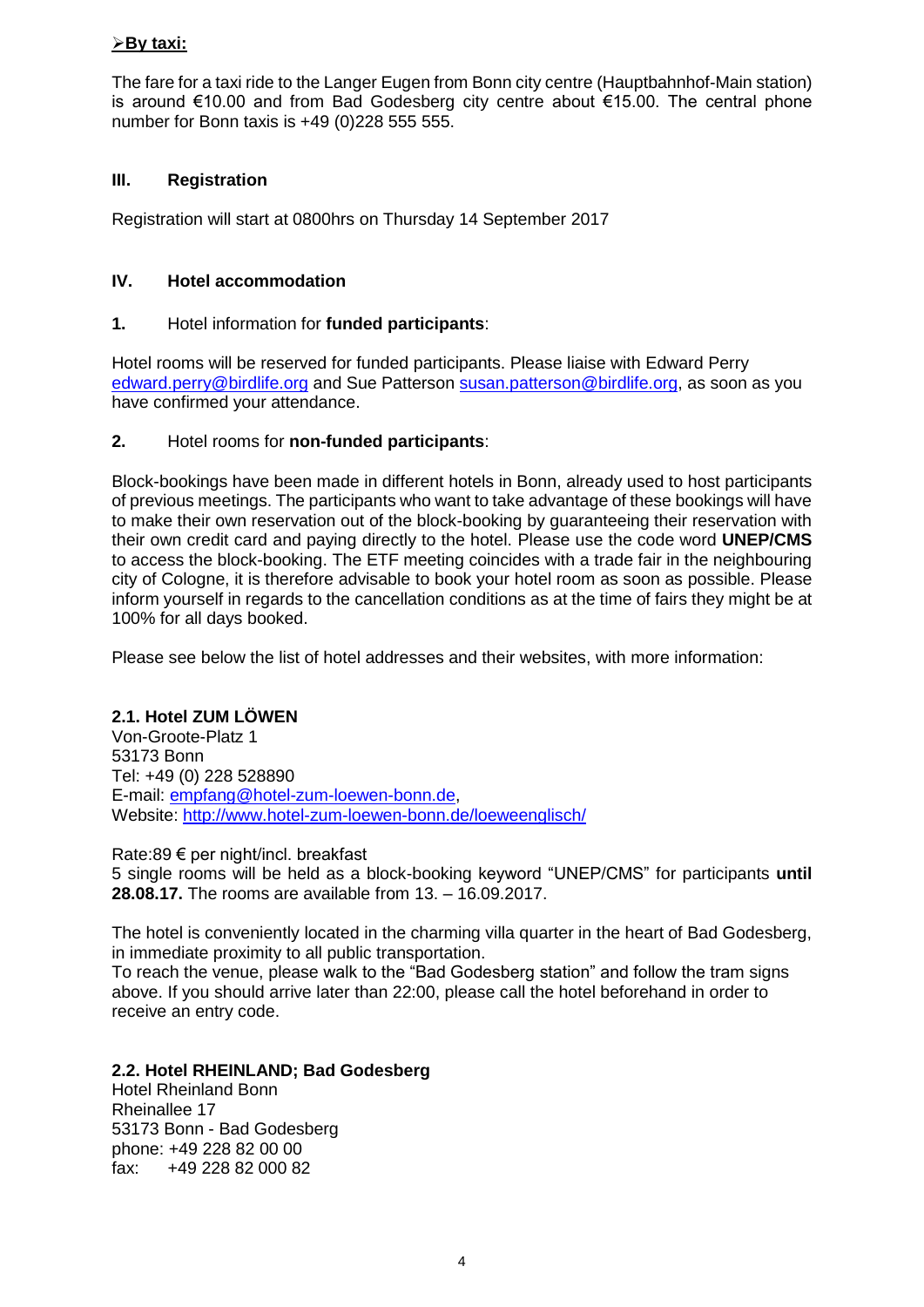➢**By taxi:**

The fare for a taxi ride to the Langer Eugen from Bonn city centre (Hauptbahnhof-Main station) is around €10.00 and from Bad Godesberg city centre about €15.00. The central phone number for Bonn taxis is +49 (0)228 555 555.

## III. Registration

Registration will start at 0800hrs on Thursday 14 September 2017

## IV. Hotel accommodation

**1.** Hotel information for **funded participants**:

Hotel rooms will be reserved for funded participants. Please liaise with Edward Perry edward.perry@birdlife.org and Sue Patterson susan.patterson@birdlife.org, as soon as you have confirmed your attendance.

**2.** Hotel rooms for **non-funded participants**:

Block-bookings have been made in different hotels in Bonn, already used to host participants of previous meetings. The participants who want to take advantage of these bookings will have to make their own reservation out of the block-booking by guaranteeing their reservation with their own credit card and paying directly to the hotel. Please use the code word **UNEP/CMS** to access the block-booking. The ETF meeting coincides with a trade fair in the neighbouring city of Cologne, it is therefore advisable to book your hotel room as soon as possible. Please inform yourself in regards to the cancellation conditions as at the time of fairs they might be at 100% for all days booked.

Please see below the list of hotel addresses and their websites, with more information:

### 2.1. Hotel ZUM LÖWEN

Von-Groote-Platz 1
53173 Bonn
Tel: +49 (0) 228 528890
E-mail: empfang@hotel-zum-loewen-bonn.de,
Website: http://www.hotel-zum-loewen-bonn.de/loeweenglisch/

Rate:89 € per night/incl. breakfast
5 single rooms will be held as a block-booking keyword "UNEP/CMS" for participants **until 28.08.17.** The rooms are available from 13. – 16.09.2017.

The hotel is conveniently located in the charming villa quarter in the heart of Bad Godesberg, in immediate proximity to all public transportation.
To reach the venue, please walk to the "Bad Godesberg station" and follow the tram signs above. If you should arrive later than 22:00, please call the hotel beforehand in order to receive an entry code.

### 2.2. Hotel RHEINLAND; Bad Godesberg

Hotel Rheinland Bonn
Rheinallee 17
53173 Bonn - Bad Godesberg
phone: +49 228 82 00 00
fax: +49 228 82 000 82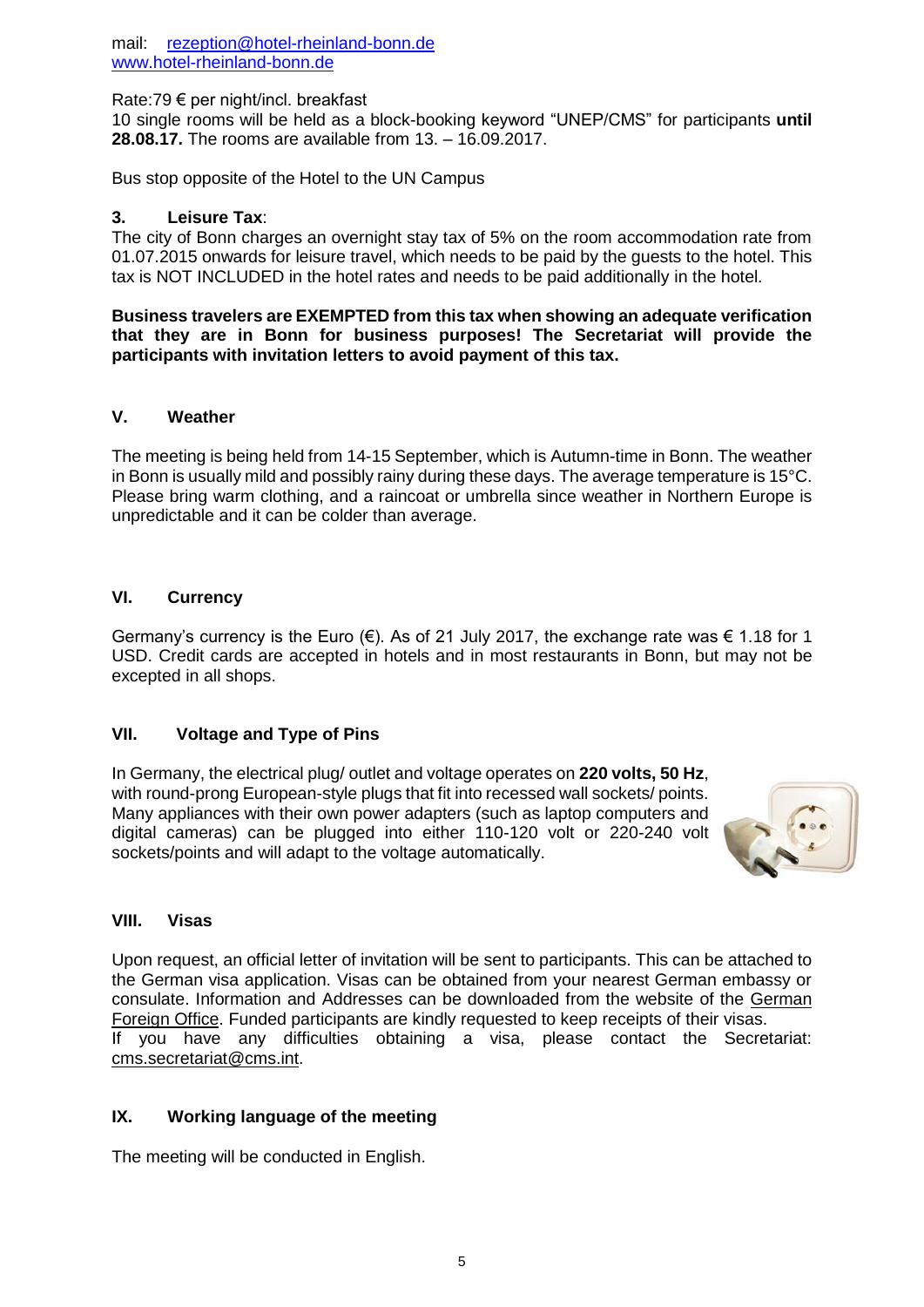mail: rezeption@hotel-rheinland-bonn.de
www.hotel-rheinland-bonn.de

Rate:79 € per night/incl. breakfast
10 single rooms will be held as a block-booking keyword "UNEP/CMS" for participants **until 28.08.17.** The rooms are available from 13. – 16.09.2017.

Bus stop opposite of the Hotel to the UN Campus

**3. Leisure Tax**:
The city of Bonn charges an overnight stay tax of 5% on the room accommodation rate from 01.07.2015 onwards for leisure travel, which needs to be paid by the guests to the hotel. This tax is NOT INCLUDED in the hotel rates and needs to be paid additionally in the hotel.

**Business travelers are EXEMPTED from this tax when showing an adequate verification that they are in Bonn for business purposes! The Secretariat will provide the participants with invitation letters to avoid payment of this tax.**

## V. Weather

The meeting is being held from 14-15 September, which is Autumn-time in Bonn. The weather in Bonn is usually mild and possibly rainy during these days. The average temperature is 15°C. Please bring warm clothing, and a raincoat or umbrella since weather in Northern Europe is unpredictable and it can be colder than average.

## VI. Currency

Germany's currency is the Euro (€). As of 21 July 2017, the exchange rate was € 1.18 for 1 USD. Credit cards are accepted in hotels and in most restaurants in Bonn, but may not be excepted in all shops.

## VII. Voltage and Type of Pins

In Germany, the electrical plug/ outlet and voltage operates on **220 volts, 50 Hz**, with round-prong European-style plugs that fit into recessed wall sockets/ points. Many appliances with their own power adapters (such as laptop computers and digital cameras) can be plugged into either 110-120 volt or 220-240 volt sockets/points and will adapt to the voltage automatically.

## VIII. Visas

Upon request, an official letter of invitation will be sent to participants. This can be attached to the German visa application. Visas can be obtained from your nearest German embassy or consulate. Information and Addresses can be downloaded from the website of the German Foreign Office. Funded participants are kindly requested to keep receipts of their visas.
If you have any difficulties obtaining a visa, please contact the Secretariat: cms.secretariat@cms.int.

## IX. Working language of the meeting

The meeting will be conducted in English.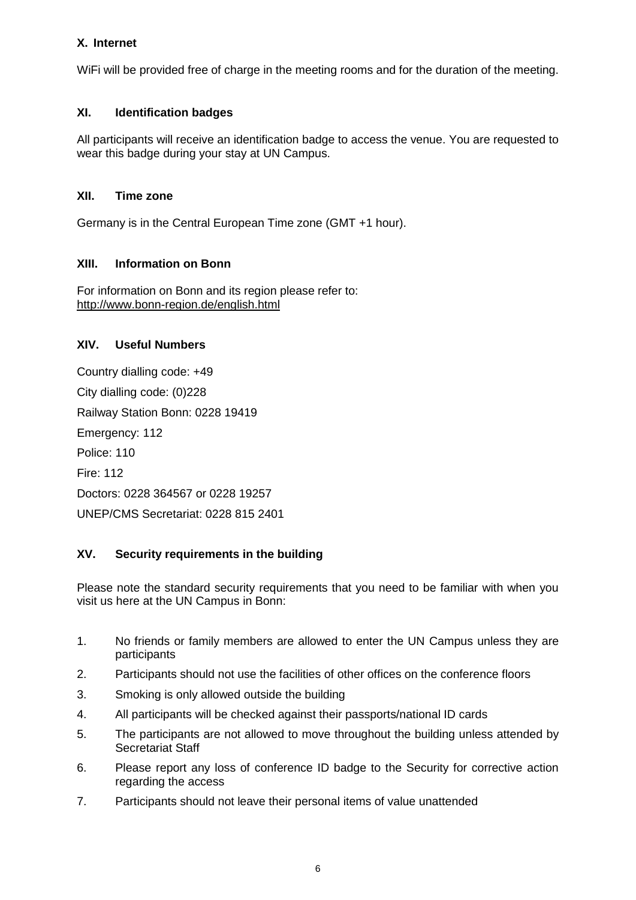## X. Internet

WiFi will be provided free of charge in the meeting rooms and for the duration of the meeting.

## XI. Identification badges

All participants will receive an identification badge to access the venue. You are requested to wear this badge during your stay at UN Campus.

## XII. Time zone

Germany is in the Central European Time zone (GMT +1 hour).

## XIII. Information on Bonn

For information on Bonn and its region please refer to:
http://www.bonn-region.de/english.html

## XIV. Useful Numbers

Country dialling code: +49

City dialling code: (0)228

Railway Station Bonn: 0228 19419

Emergency: 112

Police: 110

Fire: 112

Doctors: 0228 364567 or 0228 19257

UNEP/CMS Secretariat: 0228 815 2401

## XV. Security requirements in the building

Please note the standard security requirements that you need to be familiar with when you visit us here at the UN Campus in Bonn:

1. No friends or family members are allowed to enter the UN Campus unless they are participants
2. Participants should not use the facilities of other offices on the conference floors
3. Smoking is only allowed outside the building
4. All participants will be checked against their passports/national ID cards
5. The participants are not allowed to move throughout the building unless attended by Secretariat Staff
6. Please report any loss of conference ID badge to the Security for corrective action regarding the access
7. Participants should not leave their personal items of value unattended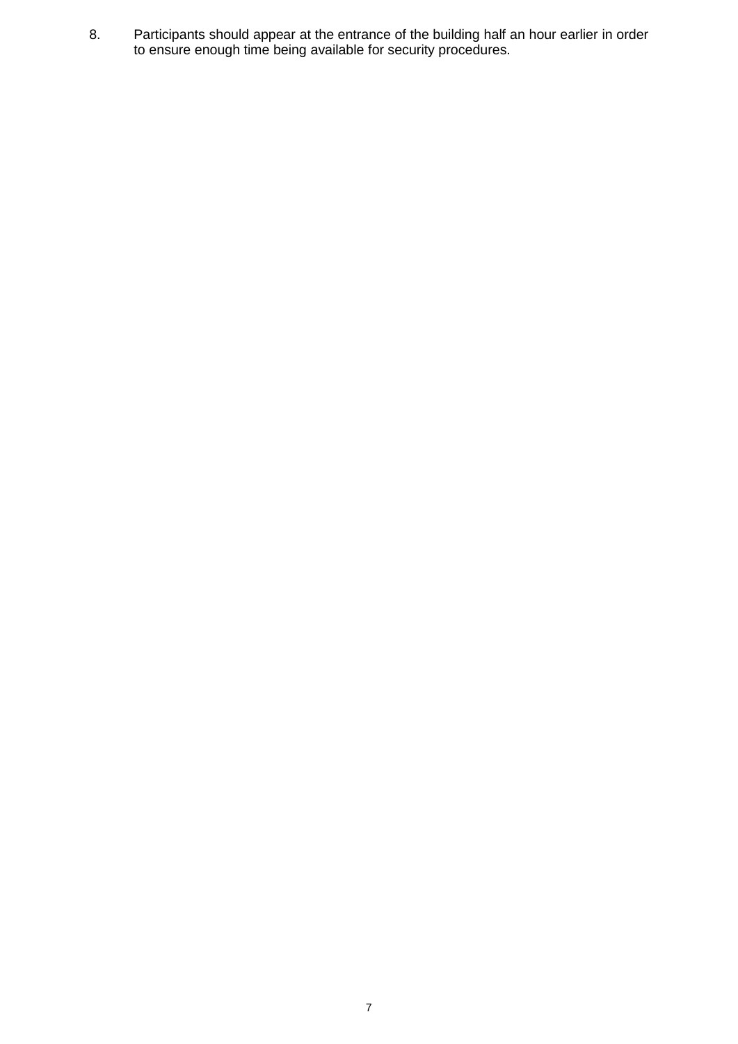8. Participants should appear at the entrance of the building half an hour earlier in order to ensure enough time being available for security procedures.